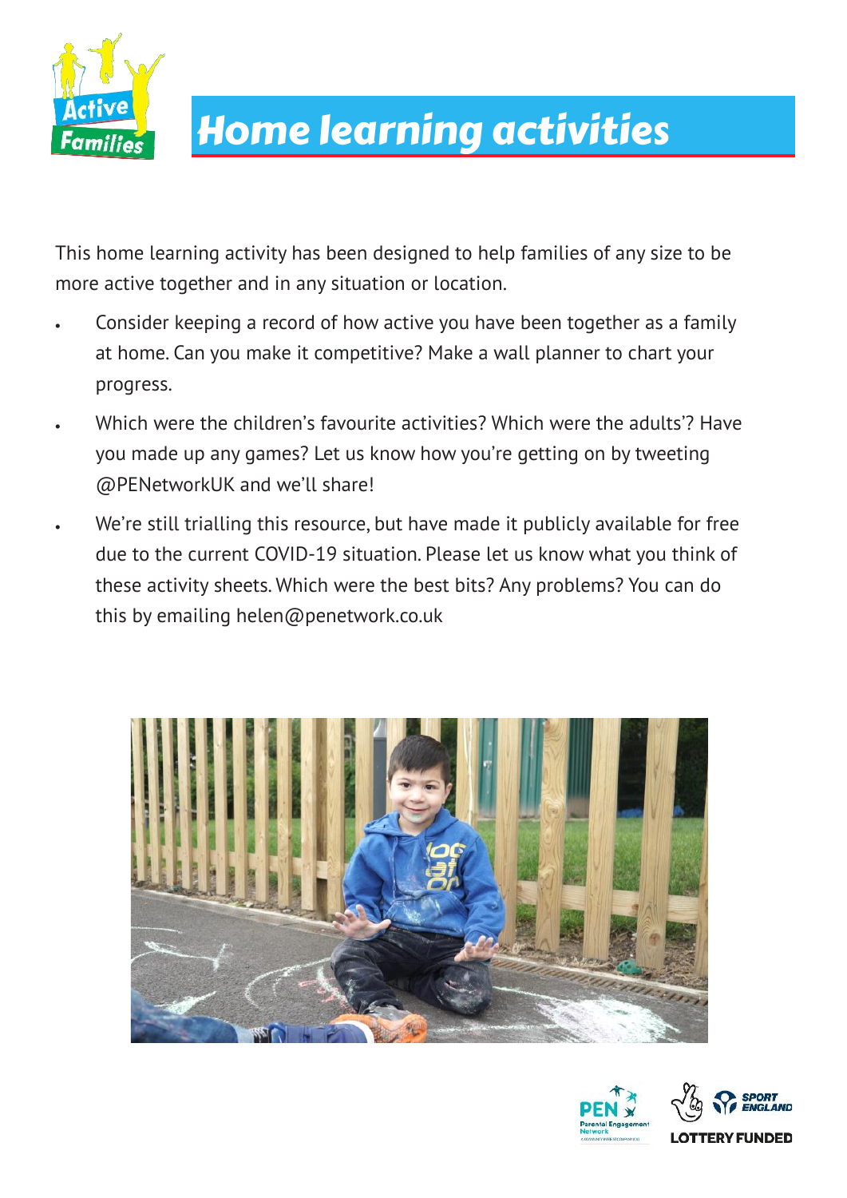# Home learning activities

This home learning activity has been designed to help families of any size to be more active together and in any situation or location.

- Consider keeping a record of how active you have been together as a family at home. Can you make it competitive? Make a wall planner to chart your progress.
- Which were the children's favourite activities? Which were the adults'? Have you made up any games? Let us know how you're getting on by tweeting @PENetworkUK and we'll share!
- We're still trialling this resource, but have made it publicly available for free due to the current COVID-19 situation. Please let us know what you think of these activity sheets. Which were the best bits? Any problems? You can do this by emailing helen@penetwork.co.uk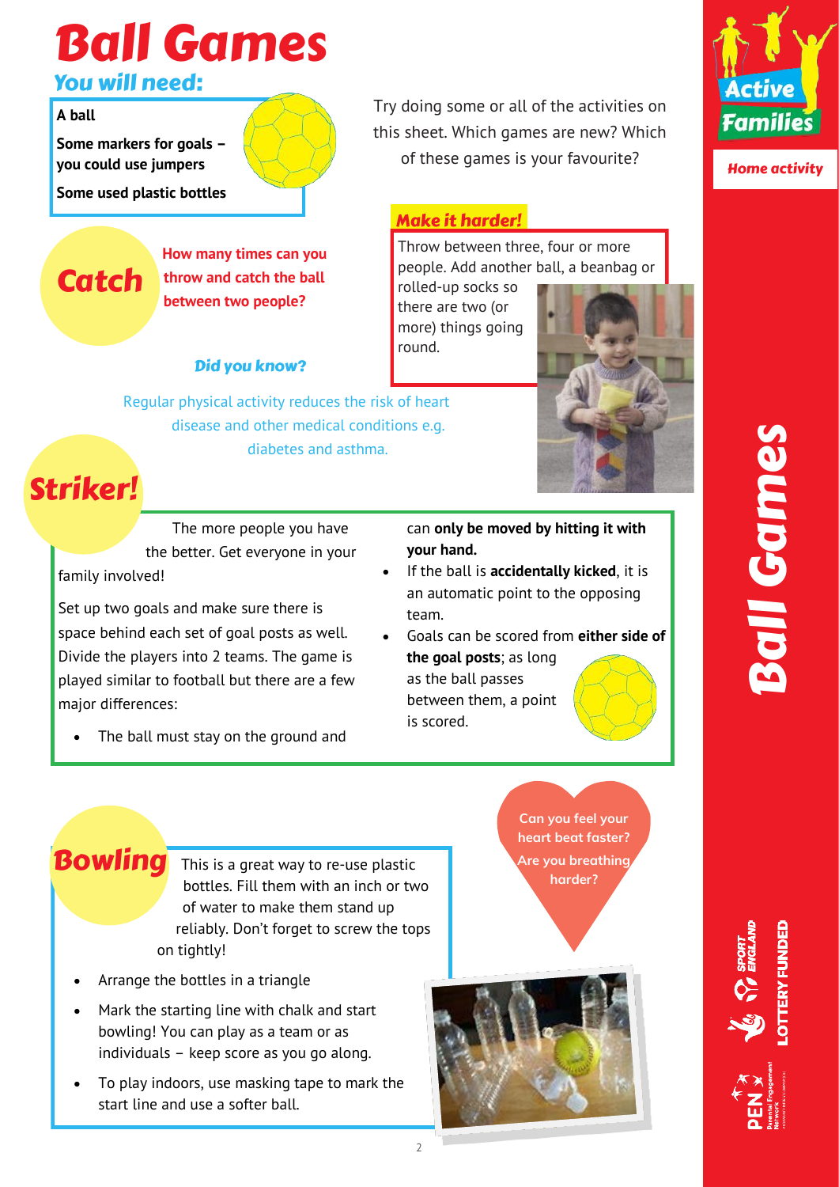# Ball Games

## You will need:

**A ball**

**Some markers for goals – you could use jumpers**

**Some used plastic bottles**

Try doing some or all of the activities on this sheet. Which games are new? Which of these games is your favourite?

## Catch

**How many times can you throw and catch the ball between two people?**

### Make it harder!

Throw between three, four or more people. Add another ball, a beanbag or rolled-up socks so there are two (or more) things going round.

### Did you know?

Regular physical activity reduces the risk of heart disease and other medical conditions e.g. diabetes and asthma.

## Striker!

The more people you have the better. Get everyone in your family involved!

Set up two goals and make sure there is space behind each set of goal posts as well. Divide the players into 2 teams. The game is played similar to football but there are a few major differences:

- The ball must stay on the ground and can **only be moved by hitting it with your hand.**
- If the ball is **accidentally kicked**, it is an automatic point to the opposing team.
- Goals can be scored from **either side of the goal posts**; as long as the ball passes between them, a point is scored.

**Can you feel your heart beat faster? Are you breathing harder?**

## Bowling

This is a great way to re-use plastic bottles. Fill them with an inch or two of water to make them stand up reliably. Don't forget to screw the tops on tightly!

- Arrange the bottles in a triangle
- Mark the starting line with chalk and start bowling! You can play as a team or as individuals – keep score as you go along.
- To play indoors, use masking tape to mark the start line and use a softer ball.

Active Families

Home activity

Ball Games

SPORT ENGLAND LOTTERY FUNDED

PEN Parental Engagement Network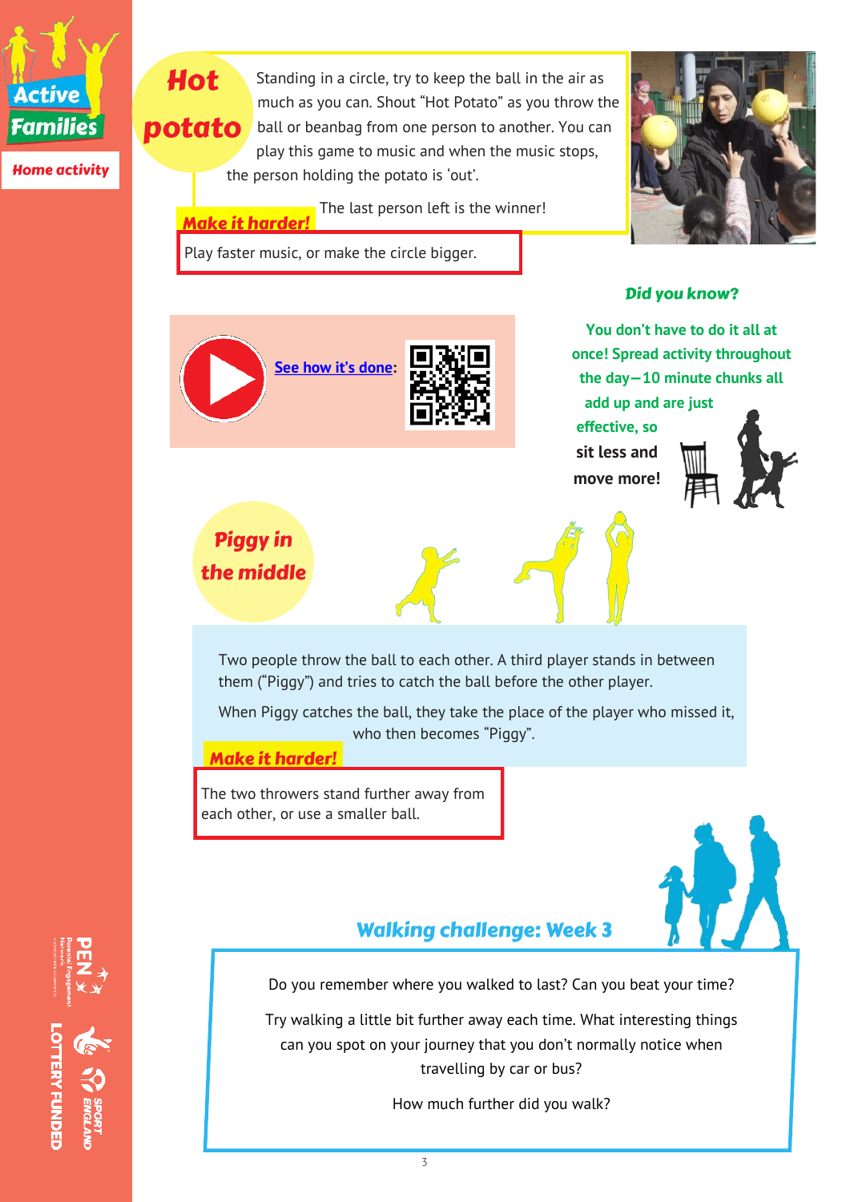## Hot potato

Standing in a circle, try to keep the ball in the air as much as you can. Shout “Hot Potato” as you throw the ball or beanbag from one person to another. You can play this game to music and when the music stops, the person holding the potato is ‘out’.

The last person left is the winner!

**Make it harder!**

Play faster music, or make the circle bigger.

See how it’s done:

**Did you know?**

You don’t have to do it all at once! Spread activity throughout the day—10 minute chunks all add up and are just effective, so **sit less and move more!**

## Piggy in the middle

Two people throw the ball to each other. A third player stands in between them (“Piggy”) and tries to catch the ball before the other player.

When Piggy catches the ball, they take the place of the player who missed it, who then becomes “Piggy”.

**Make it harder!**

The two throwers stand further away from each other, or use a smaller ball.

## Walking challenge: Week 3

Do you remember where you walked to last? Can you beat your time?

Try walking a little bit further away each time. What interesting things can you spot on your journey that you don’t normally notice when travelling by car or bus?

How much further did you walk?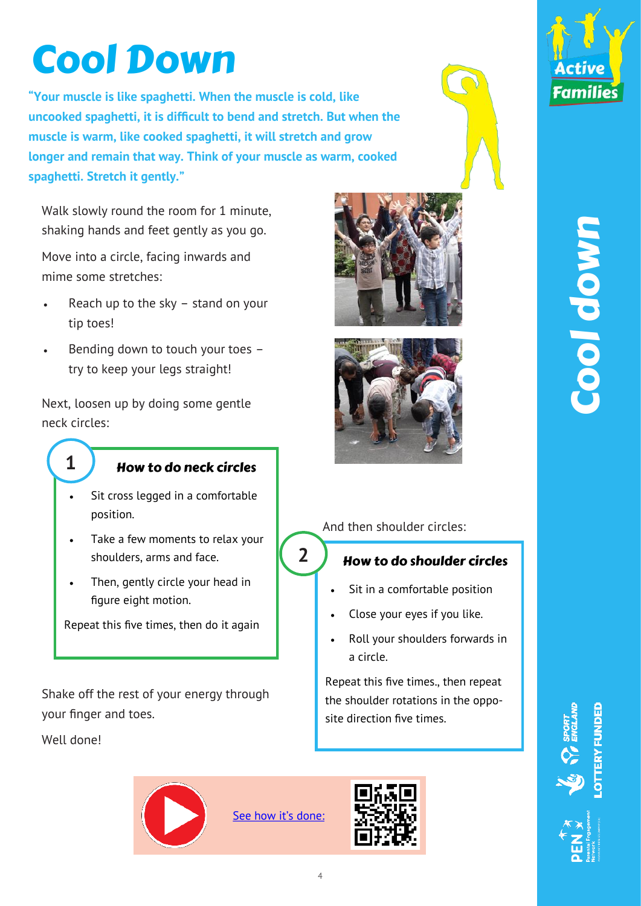# Cool Down

**"Your muscle is like spaghetti. When the muscle is cold, like uncooked spaghetti, it is difficult to bend and stretch. But when the muscle is warm, like cooked spaghetti, it will stretch and grow longer and remain that way. Think of your muscle as warm, cooked spaghetti. Stretch it gently."**

Walk slowly round the room for 1 minute, shaking hands and feet gently as you go.

Move into a circle, facing inwards and mime some stretches:

- Reach up to the sky – stand on your tip toes!
- Bending down to touch your toes – try to keep your legs straight!

Next, loosen up by doing some gentle neck circles:

### 1 How to do neck circles

- Sit cross legged in a comfortable position.
- Take a few moments to relax your shoulders, arms and face.
- Then, gently circle your head in figure eight motion.

Repeat this five times, then do it again

And then shoulder circles:

### 2 How to do shoulder circles

- Sit in a comfortable position
- Close your eyes if you like.
- Roll your shoulders forwards in a circle.

Repeat this five times., then repeat the shoulder rotations in the opposite direction five times.

Shake off the rest of your energy through your finger and toes.

Well done!

See how it's done:

Cool down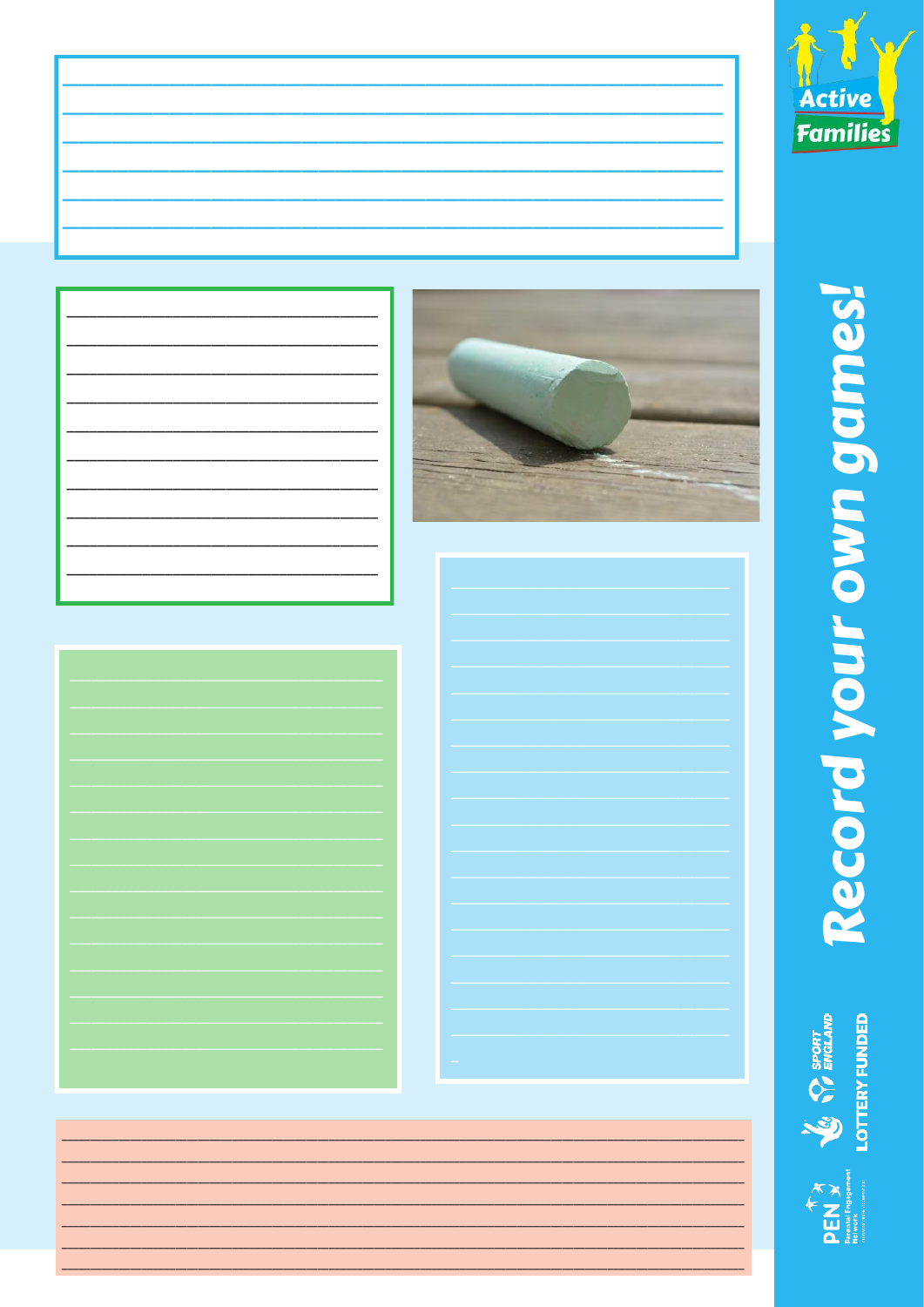# Record your own games!

Active Families

SPORT ENGLAND

LOTTERY FUNDED

PEN Parental Engagement Network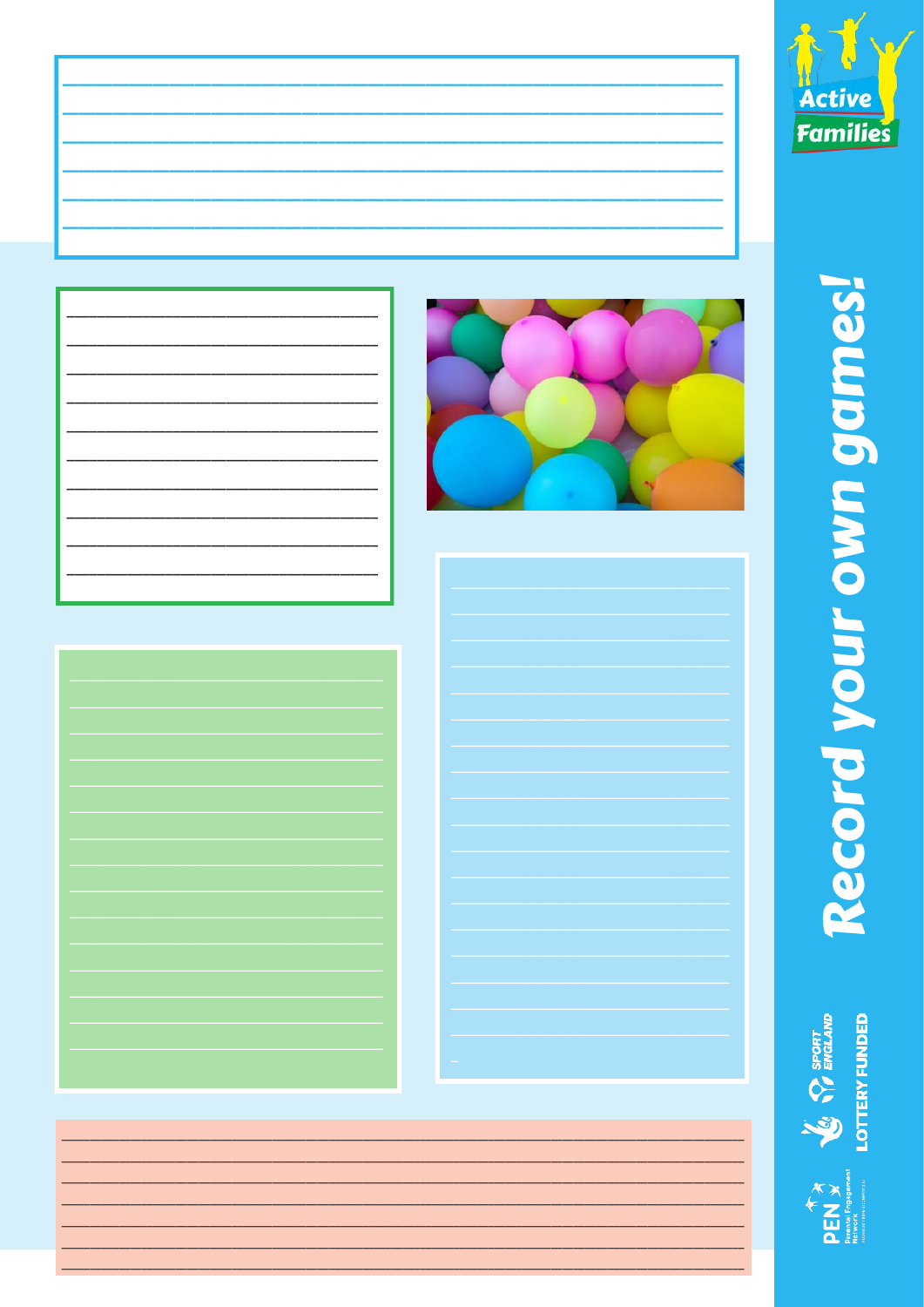# Record your own games!

Active Families

SPORT ENGLAND

LOTTERY FUNDED

PEN Parental Engagement Network